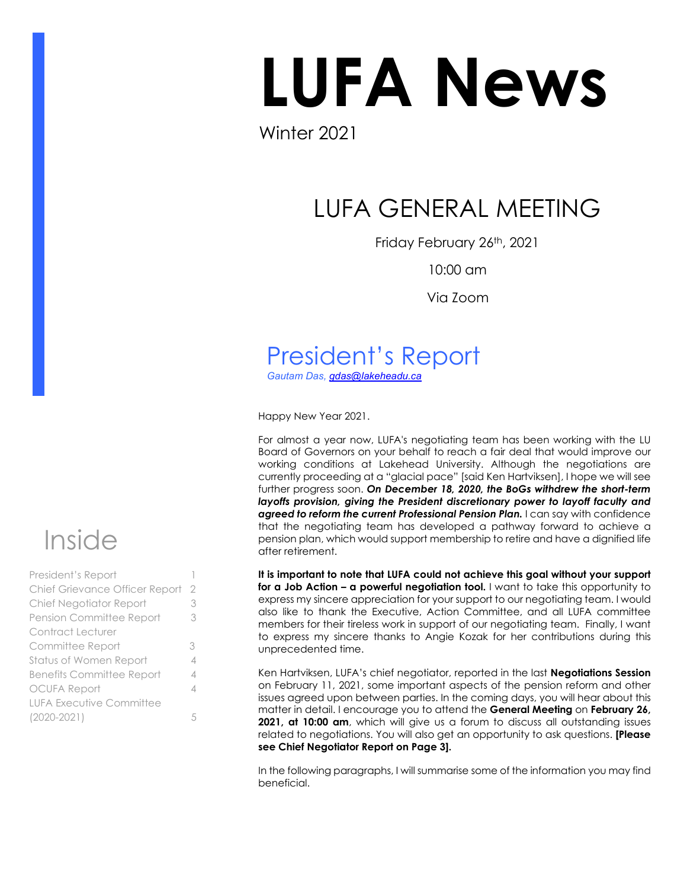# LUFA News

Winter 2021

## LUFA GENERAL MEETING

Friday February 26th, 2021

10:00 am

Via Zoom

## Inside

| | |
|---|---|
| President's Report | 1 |
| Chief Grievance Officer Report | 2 |
| Chief Negotiator Report | 3 |
| Pension Committee Report | 3 |
| Contract Lecturer Committee Report | 3 |
| Status of Women Report | 4 |
| Benefits Committee Report | 4 |
| OCUFA Report | 4 |
| LUFA Executive Committee (2020-2021) | 5 |

## President's Report

*Gautam Das, gdas@lakeheadu.ca*

Happy New Year 2021.

For almost a year now, LUFA's negotiating team has been working with the LU Board of Governors on your behalf to reach a fair deal that would improve our working conditions at Lakehead University. Although the negotiations are currently proceeding at a "glacial pace" [said Ken Hartviksen], I hope we will see further progress soon. ***On December 18, 2020, the BoGs withdrew the short-term layoffs provision, giving the President discretionary power to layoff faculty and agreed to reform the current Professional Pension Plan.*** I can say with confidence that the negotiating team has developed a pathway forward to achieve a pension plan, which would support membership to retire and have a dignified life after retirement.

**It is important to note that LUFA could not achieve this goal without your support for a Job Action – a powerful negotiation tool.** I want to take this opportunity to express my sincere appreciation for your support to our negotiating team. I would also like to thank the Executive, Action Committee, and all LUFA committee members for their tireless work in support of our negotiating team. Finally, I want to express my sincere thanks to Angie Kozak for her contributions during this unprecedented time.

Ken Hartviksen, LUFA's chief negotiator, reported in the last **Negotiations Session** on February 11, 2021, some important aspects of the pension reform and other issues agreed upon between parties. In the coming days, you will hear about this matter in detail. I encourage you to attend the **General Meeting** on **February 26, 2021, at 10:00 am**, which will give us a forum to discuss all outstanding issues related to negotiations. You will also get an opportunity to ask questions. **[Please see Chief Negotiator Report on Page 3].**

In the following paragraphs, I will summarise some of the information you may find beneficial.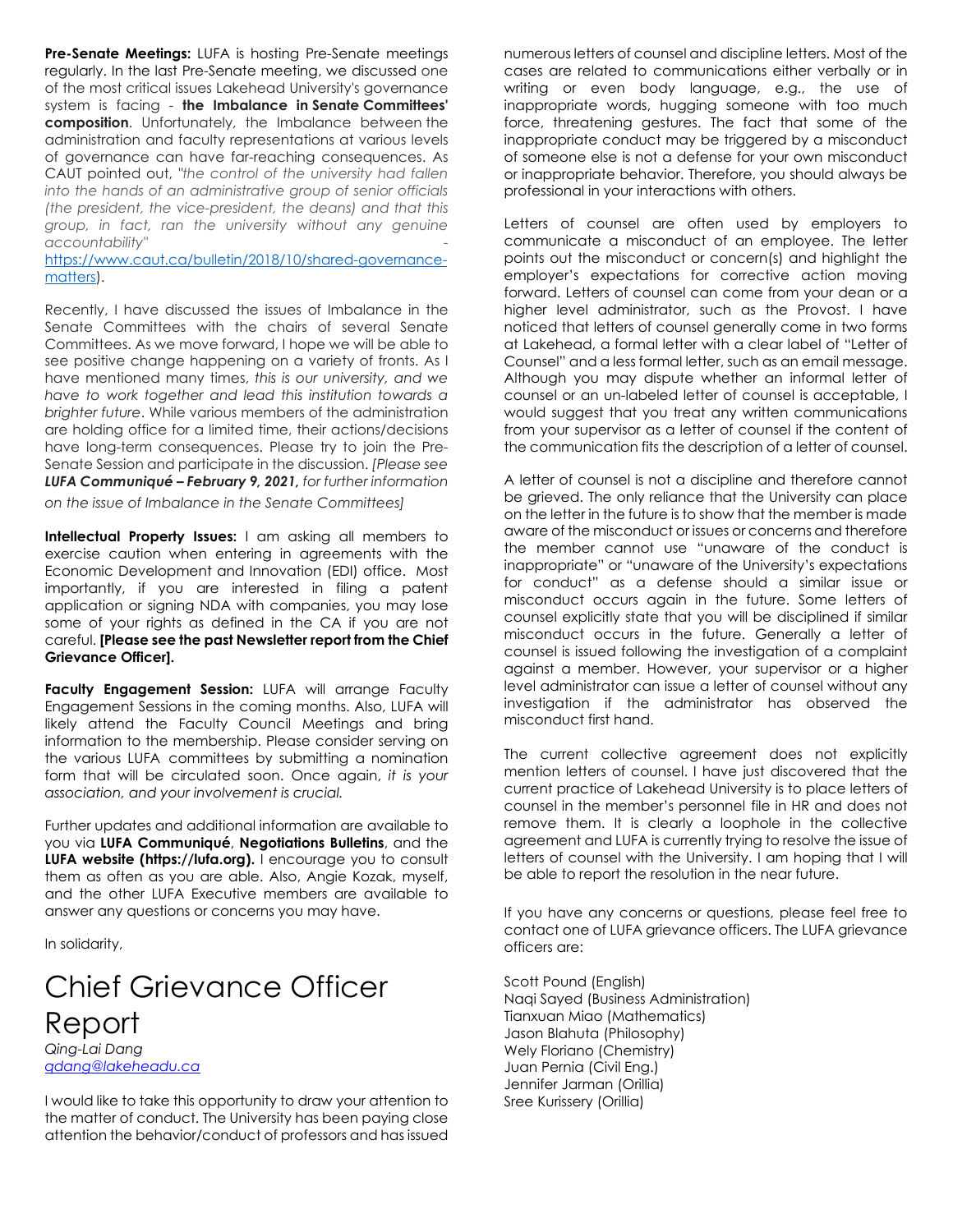**Pre-Senate Meetings:** LUFA is hosting Pre-Senate meetings regularly. In the last Pre-Senate meeting, we discussed one of the most critical issues Lakehead University's governance system is facing - **the Imbalance in Senate Committees' composition**. Unfortunately, the Imbalance between the administration and faculty representations at various levels of governance can have far-reaching consequences. As CAUT pointed out, *"the control of the university had fallen into the hands of an administrative group of senior officials (the president, the vice-president, the deans) and that this group, in fact, ran the university without any genuine accountability"* - [https://www.caut.ca/bulletin/2018/10/shared-governance-matters](https://www.caut.ca/bulletin/2018/10/shared-governance-matters)).

Recently, I have discussed the issues of Imbalance in the Senate Committees with the chairs of several Senate Committees. As we move forward, I hope we will be able to see positive change happening on a variety of fronts. As I have mentioned many times, *this is our university, and we have to work together and lead this institution towards a brighter future*. While various members of the administration are holding office for a limited time, their actions/decisions have long-term consequences. Please try to join the Pre-Senate Session and participate in the discussion. *[Please see **LUFA Communiqué – February 9, 2021,** for further information on the issue of Imbalance in the Senate Committees]*

**Intellectual Property Issues:** I am asking all members to exercise caution when entering in agreements with the Economic Development and Innovation (EDI) office. Most importantly, if you are interested in filing a patent application or signing NDA with companies, you may lose some of your rights as defined in the CA if you are not careful. **[Please see the past Newsletter report from the Chief Grievance Officer].**

**Faculty Engagement Session:** LUFA will arrange Faculty Engagement Sessions in the coming months. Also, LUFA will likely attend the Faculty Council Meetings and bring information to the membership. Please consider serving on the various LUFA committees by submitting a nomination form that will be circulated soon. Once again, *it is your association, and your involvement is crucial.*

Further updates and additional information are available to you via **LUFA Communiqué**, **Negotiations Bulletins**, and the **LUFA website (https://lufa.org).** I encourage you to consult them as often as you are able. Also, Angie Kozak, myself, and the other LUFA Executive members are available to answer any questions or concerns you may have.

In solidarity,

# Chief Grievance Officer Report

*Qing-Lai Dang*
*[qdang@lakeheadu.ca](mailto:qdang@lakeheadu.ca)*

I would like to take this opportunity to draw your attention to the matter of conduct. The University has been paying close attention the behavior/conduct of professors and has issued numerous letters of counsel and discipline letters. Most of the cases are related to communications either verbally or in writing or even body language, e.g., the use of inappropriate words, hugging someone with too much force, threatening gestures. The fact that some of the inappropriate conduct may be triggered by a misconduct of someone else is not a defense for your own misconduct or inappropriate behavior. Therefore, you should always be professional in your interactions with others.

Letters of counsel are often used by employers to communicate a misconduct of an employee. The letter points out the misconduct or concern(s) and highlight the employer's expectations for corrective action moving forward. Letters of counsel can come from your dean or a higher level administrator, such as the Provost. I have noticed that letters of counsel generally come in two forms at Lakehead, a formal letter with a clear label of "Letter of Counsel" and a less formal letter, such as an email message. Although you may dispute whether an informal letter of counsel or an un-labeled letter of counsel is acceptable, I would suggest that you treat any written communications from your supervisor as a letter of counsel if the content of the communication fits the description of a letter of counsel.

A letter of counsel is not a discipline and therefore cannot be grieved. The only reliance that the University can place on the letter in the future is to show that the member is made aware of the misconduct or issues or concerns and therefore the member cannot use "unaware of the conduct is inappropriate" or "unaware of the University's expectations for conduct" as a defense should a similar issue or misconduct occurs again in the future. Some letters of counsel explicitly state that you will be disciplined if similar misconduct occurs in the future. Generally a letter of counsel is issued following the investigation of a complaint against a member. However, your supervisor or a higher level administrator can issue a letter of counsel without any investigation if the administrator has observed the misconduct first hand.

The current collective agreement does not explicitly mention letters of counsel. I have just discovered that the current practice of Lakehead University is to place letters of counsel in the member's personnel file in HR and does not remove them. It is clearly a loophole in the collective agreement and LUFA is currently trying to resolve the issue of letters of counsel with the University. I am hoping that I will be able to report the resolution in the near future.

If you have any concerns or questions, please feel free to contact one of LUFA grievance officers. The LUFA grievance officers are:

Scott Pound (English)
Naqi Sayed (Business Administration)
Tianxuan Miao (Mathematics)
Jason Blahuta (Philosophy)
Wely Floriano (Chemistry)
Juan Pernia (Civil Eng.)
Jennifer Jarman (Orillia)
Sree Kurissery (Orillia)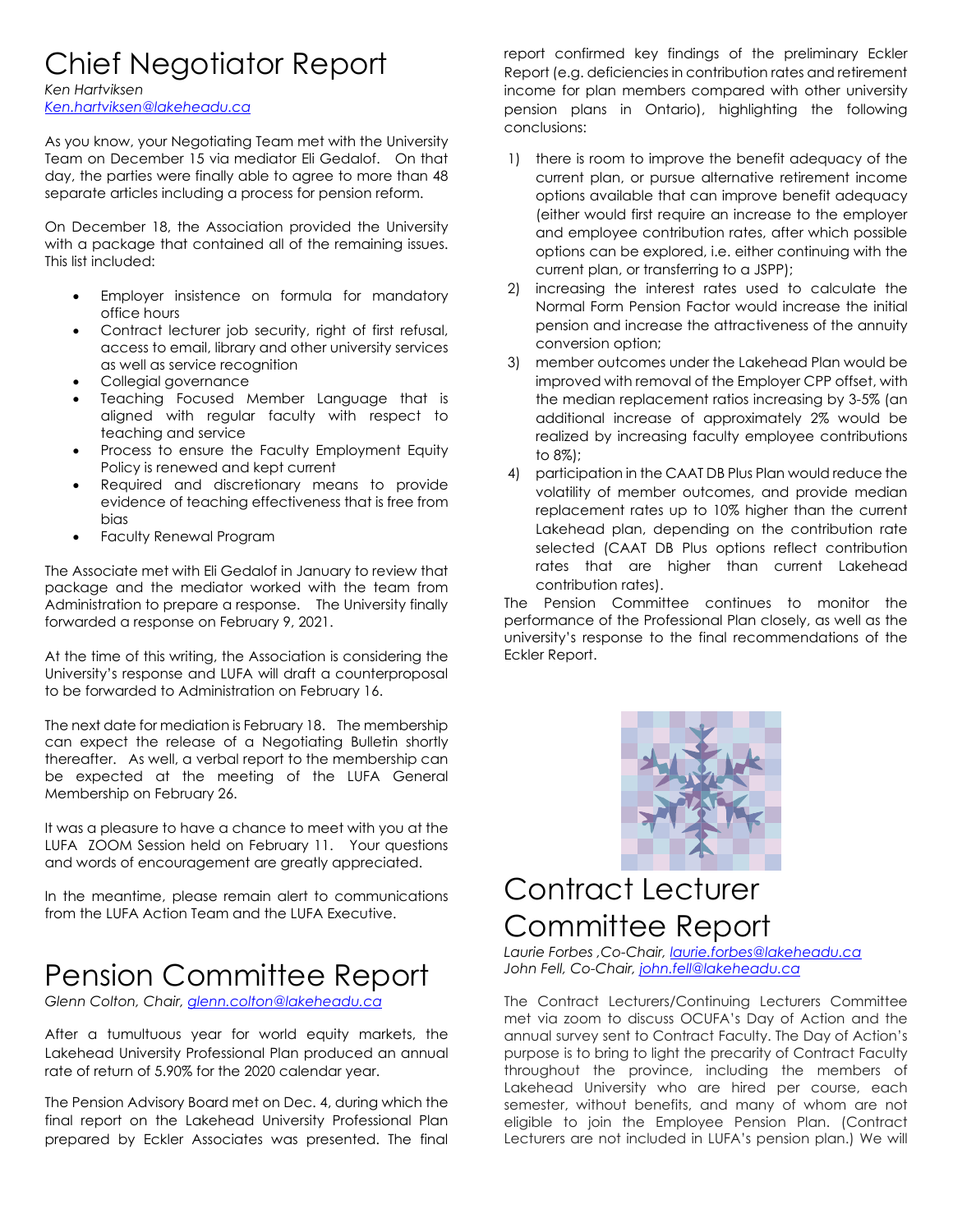# Chief Negotiator Report

*Ken Hartviksen*
*Ken.hartviksen@lakeheadu.ca*

As you know, your Negotiating Team met with the University Team on December 15 via mediator Eli Gedalof. On that day, the parties were finally able to agree to more than 48 separate articles including a process for pension reform.

On December 18, the Association provided the University with a package that contained all of the remaining issues. This list included:

- Employer insistence on formula for mandatory office hours
- Contract lecturer job security, right of first refusal, access to email, library and other university services as well as service recognition
- Collegial governance
- Teaching Focused Member Language that is aligned with regular faculty with respect to teaching and service
- Process to ensure the Faculty Employment Equity Policy is renewed and kept current
- Required and discretionary means to provide evidence of teaching effectiveness that is free from bias
- Faculty Renewal Program

The Associate met with Eli Gedalof in January to review that package and the mediator worked with the team from Administration to prepare a response. The University finally forwarded a response on February 9, 2021.

At the time of this writing, the Association is considering the University's response and LUFA will draft a counterproposal to be forwarded to Administration on February 16.

The next date for mediation is February 18. The membership can expect the release of a Negotiating Bulletin shortly thereafter. As well, a verbal report to the membership can be expected at the meeting of the LUFA General Membership on February 26.

It was a pleasure to have a chance to meet with you at the LUFA ZOOM Session held on February 11. Your questions and words of encouragement are greatly appreciated.

In the meantime, please remain alert to communications from the LUFA Action Team and the LUFA Executive.

# Pension Committee Report

*Glenn Colton, Chair, glenn.colton@lakeheadu.ca*

After a tumultuous year for world equity markets, the Lakehead University Professional Plan produced an annual rate of return of 5.90% for the 2020 calendar year.

The Pension Advisory Board met on Dec. 4, during which the final report on the Lakehead University Professional Plan prepared by Eckler Associates was presented. The final report confirmed key findings of the preliminary Eckler Report (e.g. deficiencies in contribution rates and retirement income for plan members compared with other university pension plans in Ontario), highlighting the following conclusions:

1) there is room to improve the benefit adequacy of the current plan, or pursue alternative retirement income options available that can improve benefit adequacy (either would first require an increase to the employer and employee contribution rates, after which possible options can be explored, i.e. either continuing with the current plan, or transferring to a JSPP);
2) increasing the interest rates used to calculate the Normal Form Pension Factor would increase the initial pension and increase the attractiveness of the annuity conversion option;
3) member outcomes under the Lakehead Plan would be improved with removal of the Employer CPP offset, with the median replacement ratios increasing by 3-5% (an additional increase of approximately 2% would be realized by increasing faculty employee contributions to 8%);
4) participation in the CAAT DB Plus Plan would reduce the volatility of member outcomes, and provide median replacement rates up to 10% higher than the current Lakehead plan, depending on the contribution rate selected (CAAT DB Plus options reflect contribution rates that are higher than current Lakehead contribution rates).

The Pension Committee continues to monitor the performance of the Professional Plan closely, as well as the university's response to the final recommendations of the Eckler Report.

# Contract Lecturer Committee Report

*Laurie Forbes ,Co-Chair, laurie.forbes@lakeheadu.ca*
*John Fell, Co-Chair, john.fell@lakeheadu.ca*

The Contract Lecturers/Continuing Lecturers Committee met via zoom to discuss OCUFA's Day of Action and the annual survey sent to Contract Faculty. The Day of Action's purpose is to bring to light the precarity of Contract Faculty throughout the province, including the members of Lakehead University who are hired per course, each semester, without benefits, and many of whom are not eligible to join the Employee Pension Plan. (Contract Lecturers are not included in LUFA's pension plan.) We will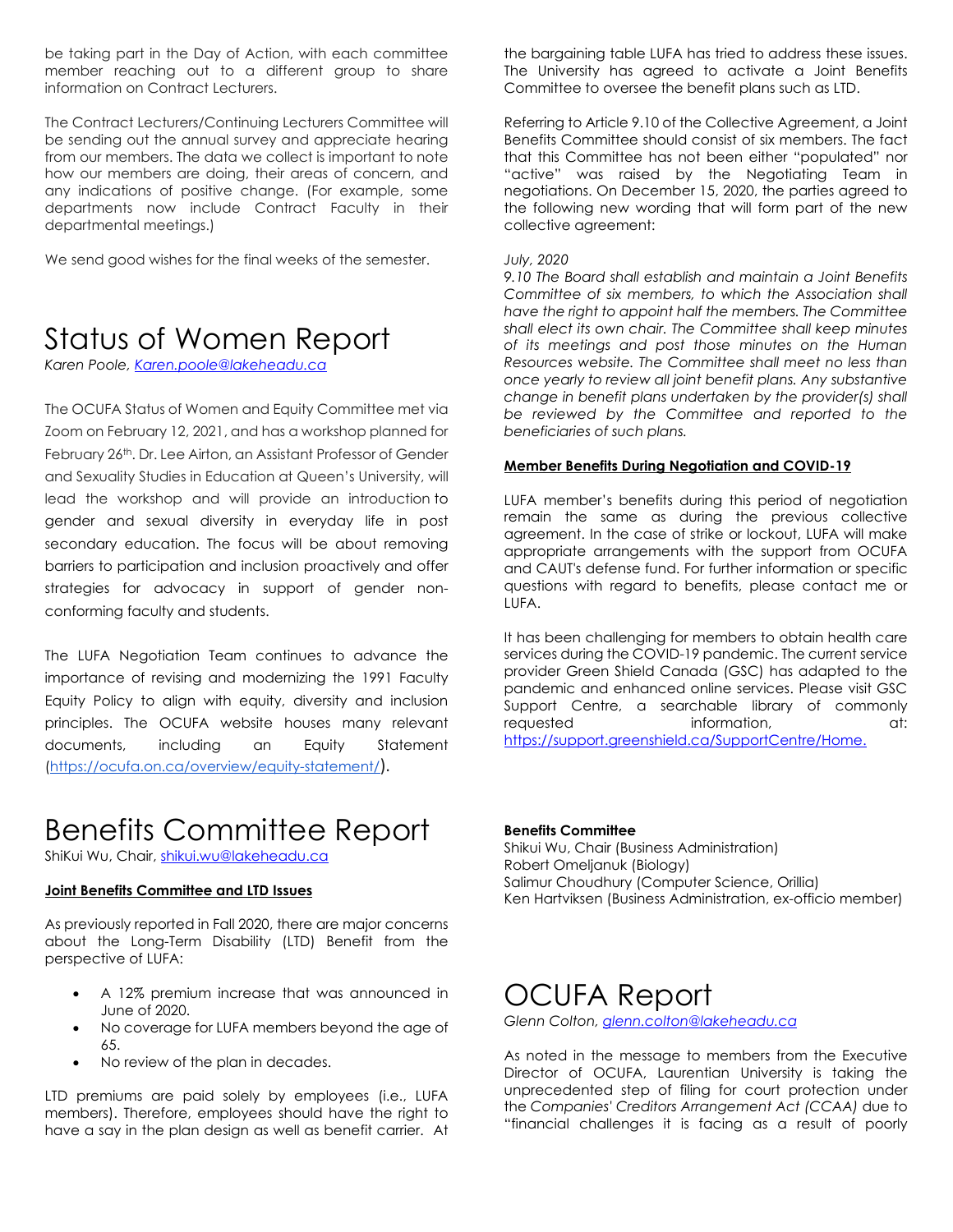be taking part in the Day of Action, with each committee member reaching out to a different group to share information on Contract Lecturers.

The Contract Lecturers/Continuing Lecturers Committee will be sending out the annual survey and appreciate hearing from our members. The data we collect is important to note how our members are doing, their areas of concern, and any indications of positive change. (For example, some departments now include Contract Faculty in their departmental meetings.)

We send good wishes for the final weeks of the semester.

# Status of Women Report

*Karen Poole, [Karen.poole@lakeheadu.ca](mailto:Karen.poole@lakeheadu.ca)*

The OCUFA Status of Women and Equity Committee met via Zoom on February 12, 2021, and has a workshop planned for February 26th. Dr. Lee Airton, an Assistant Professor of Gender and Sexuality Studies in Education at Queen's University, will lead the workshop and will provide an introduction to gender and sexual diversity in everyday life in post secondary education. The focus will be about removing barriers to participation and inclusion proactively and offer strategies for advocacy in support of gender non-conforming faculty and students.

The LUFA Negotiation Team continues to advance the importance of revising and modernizing the 1991 Faculty Equity Policy to align with equity, diversity and inclusion principles. The OCUFA website houses many relevant documents, including an Equity Statement (https://ocufa.on.ca/overview/equity-statement/).

# Benefits Committee Report

ShiKui Wu, Chair, [shikui.wu@lakeheadu.ca](mailto:shikui.wu@lakeheadu.ca)

**Joint Benefits Committee and LTD Issues**

As previously reported in Fall 2020, there are major concerns about the Long-Term Disability (LTD) Benefit from the perspective of LUFA:

- A 12% premium increase that was announced in June of 2020.
- No coverage for LUFA members beyond the age of 65.
- No review of the plan in decades.

LTD premiums are paid solely by employees (i.e., LUFA members). Therefore, employees should have the right to have a say in the plan design as well as benefit carrier. At the bargaining table LUFA has tried to address these issues. The University has agreed to activate a Joint Benefits Committee to oversee the benefit plans such as LTD.

Referring to Article 9.10 of the Collective Agreement, a Joint Benefits Committee should consist of six members. The fact that this Committee has not been either "populated" nor "active" was raised by the Negotiating Team in negotiations. On December 15, 2020, the parties agreed to the following new wording that will form part of the new collective agreement:

*July, 2020*
*9.10 The Board shall establish and maintain a Joint Benefits Committee of six members, to which the Association shall have the right to appoint half the members. The Committee shall elect its own chair. The Committee shall keep minutes of its meetings and post those minutes on the Human Resources website. The Committee shall meet no less than once yearly to review all joint benefit plans. Any substantive change in benefit plans undertaken by the provider(s) shall be reviewed by the Committee and reported to the beneficiaries of such plans.*

**Member Benefits During Negotiation and COVID-19**

LUFA member's benefits during this period of negotiation remain the same as during the previous collective agreement. In the case of strike or lockout, LUFA will make appropriate arrangements with the support from OCUFA and CAUT's defense fund. For further information or specific questions with regard to benefits, please contact me or LUFA.

It has been challenging for members to obtain health care services during the COVID-19 pandemic. The current service provider Green Shield Canada (GSC) has adapted to the pandemic and enhanced online services. Please visit GSC Support Centre, a searchable library of commonly requested information, at: https://support.greenshield.ca/SupportCentre/Home.

**Benefits Committee**
Shikui Wu, Chair (Business Administration)
Robert Omeljanuk (Biology)
Salimur Choudhury (Computer Science, Orillia)
Ken Hartviksen (Business Administration, ex-officio member)

# OCUFA Report

*Glenn Colton, [glenn.colton@lakeheadu.ca](mailto:glenn.colton@lakeheadu.ca)*

As noted in the message to members from the Executive Director of OCUFA, Laurentian University is taking the unprecedented step of filing for court protection under the *Companies' Creditors Arrangement Act (CCAA)* due to "financial challenges it is facing as a result of poorly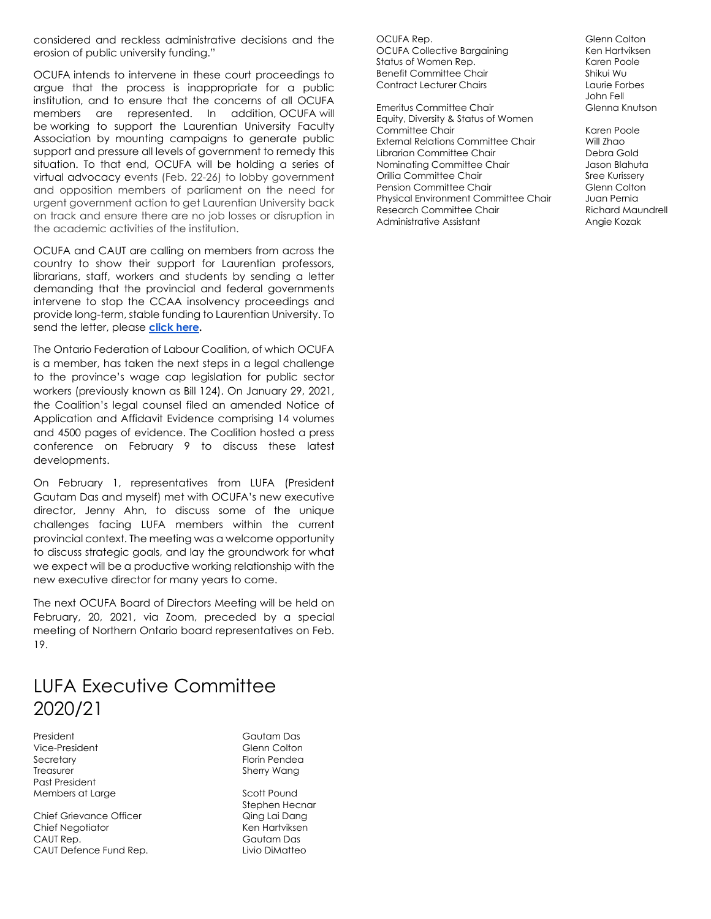considered and reckless administrative decisions and the erosion of public university funding."

OCUFA intends to intervene in these court proceedings to argue that the process is inappropriate for a public institution, and to ensure that the concerns of all OCUFA members are represented. In addition, OCUFA will be working to support the Laurentian University Faculty Association by mounting campaigns to generate public support and pressure all levels of government to remedy this situation. To that end, OCUFA will be holding a series of virtual advocacy events (Feb. 22-26) to lobby government and opposition members of parliament on the need for urgent government action to get Laurentian University back on track and ensure there are no job losses or disruption in the academic activities of the institution.

OCUFA and CAUT are calling on members from across the country to show their support for Laurentian professors, librarians, staff, workers and students by sending a letter demanding that the provincial and federal governments intervene to stop the CCAA insolvency proceedings and provide long-term, stable funding to Laurentian University. To send the letter, please **click here.**

The Ontario Federation of Labour Coalition, of which OCUFA is a member, has taken the next steps in a legal challenge to the province's wage cap legislation for public sector workers (previously known as Bill 124). On January 29, 2021, the Coalition's legal counsel filed an amended Notice of Application and Affidavit Evidence comprising 14 volumes and 4500 pages of evidence. The Coalition hosted a press conference on February 9 to discuss these latest developments.

On February 1, representatives from LUFA (President Gautam Das and myself) met with OCUFA's new executive director, Jenny Ahn, to discuss some of the unique challenges facing LUFA members within the current provincial context. The meeting was a welcome opportunity to discuss strategic goals, and lay the groundwork for what we expect will be a productive working relationship with the new executive director for many years to come.

The next OCUFA Board of Directors Meeting will be held on February, 20, 2021, via Zoom, preceded by a special meeting of Northern Ontario board representatives on Feb. 19.

# LUFA Executive Committee 2020/21

| | |
|---|---|
| President | Gautam Das |
| Vice-President | Glenn Colton |
| Secretary | Florin Pendea |
| Treasurer | Sherry Wang |
| Past President | |
| Members at Large | Scott Pound<br>Stephen Hecnar |
| Chief Grievance Officer | Qing Lai Dang |
| Chief Negotiator | Ken Hartviksen |
| CAUT Rep. | Gautam Das |
| CAUT Defence Fund Rep. | Livio DiMatteo |
| OCUFA Rep. | Glenn Colton |
| OCUFA Collective Bargaining | Ken Hartviksen |
| Status of Women Rep. | Karen Poole |
| Benefit Committee Chair | Shikui Wu |
| Contract Lecturer Chairs | Laurie Forbes<br>John Fell |
| Emeritus Committee Chair | Glenna Knutson |
| Equity, Diversity & Status of Women Committee Chair | Karen Poole |
| External Relations Committee Chair | Will Zhao |
| Librarian Committee Chair | Debra Gold |
| Nominating Committee Chair | Jason Blahuta |
| Orillia Committee Chair | Sree Kurissery |
| Pension Committee Chair | Glenn Colton |
| Physical Environment Committee Chair | Juan Pernia |
| Research Committee Chair | Richard Maundrell |
| Administrative Assistant | Angie Kozak |